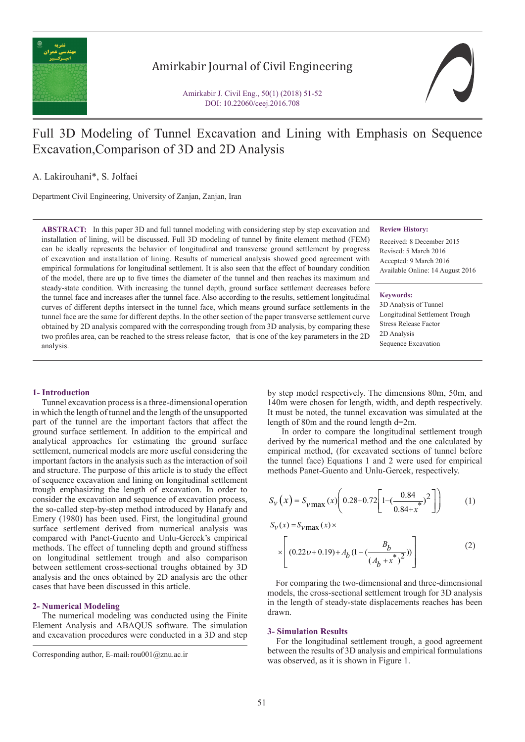# Full 3D Modeling of Tunnel Excavation and Lining with Emphasis on Sequence Excavation,Comparison of 3D and 2D Analysis

A. Lakirouhani*, S. Jolfaei

Department Civil Engineering, University of Zanjan, Zanjan, Iran

**ABSTRACT:** In this paper 3D and full tunnel modeling with considering step by step excavation and installation of lining, will be discussed. Full 3D modeling of tunnel by finite element method (FEM) can be ideally represents the behavior of longitudinal and transverse ground settlement by progress of excavation and installation of lining. Results of numerical analysis showed good agreement with empirical formulations for longitudinal settlement. It is also seen that the effect of boundary condition of the model, there are up to five times the diameter of the tunnel and then reaches its maximum and steady-state condition. With increasing the tunnel depth, ground surface settlement decreases before the tunnel face and increases after the tunnel face. Also according to the results, settlement longitudinal curves of different depths intersect in the tunnel face, which means ground surface settlements in the tunnel face are the same for different depths. In the other section of the paper transverse settlement curve obtained by 2D analysis compared with the corresponding trough from 3D analysis, by comparing these two profiles area, can be reached to the stress release factor, that is one of the key parameters in the 2D analysis.

**Review History:**

Received: 8 December 2015
Revised: 5 March 2016
Accepted: 9 March 2016
Available Online: 14 August 2016

**Keywords:**

3D Analysis of Tunnel
Longitudinal Settlement Trough
Stress Release Factor
2D Analysis
Sequence Excavation

## 1- Introduction

Tunnel excavation process is a three-dimensional operation in which the length of tunnel and the length of the unsupported part of the tunnel are the important factors that affect the ground surface settlement. In addition to the empirical and analytical approaches for estimating the ground surface settlement, numerical models are more useful considering the important factors in the analysis such as the interaction of soil and structure. The purpose of this article is to study the effect of sequence excavation and lining on longitudinal settlement trough emphasizing the length of excavation. In order to consider the excavation and sequence of excavation process, the so-called step-by-step method introduced by Hanafy and Emery (1980) has been used. First, the longitudinal ground surface settlement derived from numerical analysis was compared with Panet-Guento and Unlu-Gercek's empirical methods. The effect of tunneling depth and ground stiffness on longitudinal settlement trough and also comparison between settlement cross-sectional troughs obtained by 3D analysis and the ones obtained by 2D analysis are the other cases that have been discussed in this article.

## 2- Numerical Modeling

The numerical modeling was conducted using the Finite Element Analysis and ABAQUS software. The simulation and excavation procedures were conducted in a 3D and step by step model respectively. The dimensions 80m, 50m, and 140m were chosen for length, width, and depth respectively. It must be noted, the tunnel excavation was simulated at the length of 80m and the round length d=2m.

In order to compare the longitudinal settlement trough derived by the numerical method and the one calculated by empirical method, (for excavated sections of tunnel before the tunnel face) Equations 1 and 2 were used for empirical methods Panet-Guento and Unlu-Gercek, respectively.

$$S_v(x) = S_{v\max}(x)\left(0.28+0.72\left[1-\left(\frac{0.84}{0.84+x^*}\right)^2\right]\right) \qquad (1)$$

$$S_v(x) = S_{v\max}(x)\times \left[(0.22\upsilon+0.19)+A_b\left(1-\left(\frac{B_b}{(A_b+x^*)^2}\right)\right)\right] \qquad (2)$$

For comparing the two-dimensional and three-dimensional models, the cross-sectional settlement trough for 3D analysis in the length of steady-state displacements reaches has been drawn.

## 3- Simulation Results

For the longitudinal settlement trough, a good agreement between the results of 3D analysis and empirical formulations was observed, as it is shown in Figure 1.

Corresponding author, E-mail: rou001@znu.ac.ir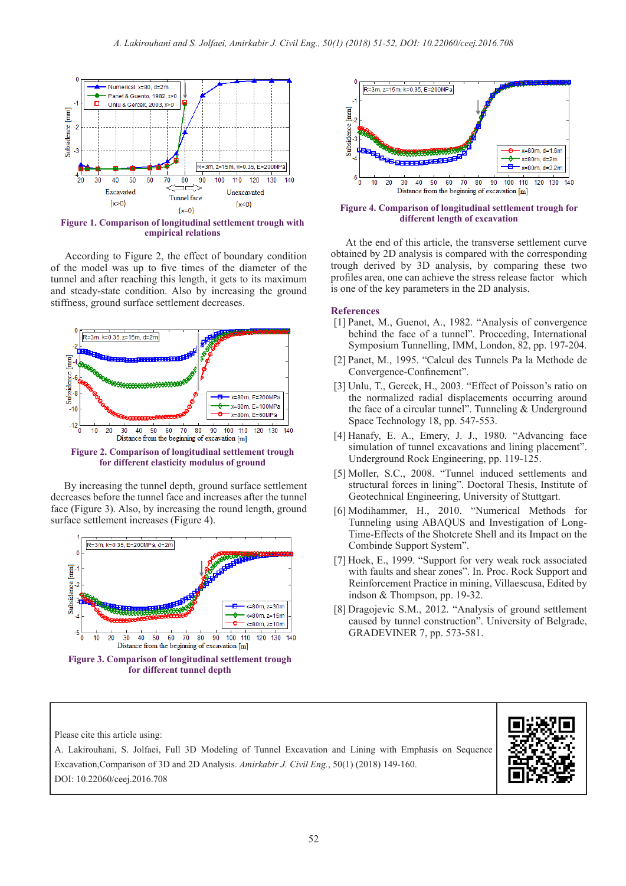Numerical, x=80, d=2m
Panet & Guenot, 1982, x>0
Unlu & Gercek, 2003, x>0
R=3m, z=15m, k=0.35, E=200MPa
Subsidence [mm]
0
-1
-2
-3
-4
20 30 40 50 60 70 80 90 100 110 120 130 140
Excavated
(x>0)
Tunnel face
(x=0)
Unexcavated
(x<0)

**Figure 1. Comparison of longitudinal settlement trough with empirical relations**

According to Figure 2, the effect of boundary condition of the model was up to five times of the diameter of the tunnel and after reaching this length, it gets to its maximum and steady-state condition. Also by increasing the ground stiffness, ground surface settlement decreases.

R=3m, k=0.35, z=15m, d=2m
x=80m, E=200MPa
x=80m, E=100MPa
x=80m, E=50MPa
Subsidence [mm]
0
-2
-4
-6
-8
-10
-12
0 10 20 30 40 50 60 70 80 90 100 110 120 130 140
Distance from the beginning of excavation [m]

**Figure 2. Comparison of longitudinal settlement trough for different elasticity modulus of ground**

By increasing the tunnel depth, ground surface settlement decreases before the tunnel face and increases after the tunnel face (Figure 3). Also, by increasing the round length, ground surface settlement increases (Figure 4).

R=3m, k=0.35, E=200MPa, d=2m
x=80m, z=30m
x=80m, z=15m
x=80m, z=10m
Subsidence [mm]
1
0
-1
-2
-3
-4
-5
0 10 20 30 40 50 60 70 80 90 100 110 120 130 140
Distance from the beginning of excavation [m]

**Figure 3. Comparison of longitudinal settlement trough for different tunnel depth**

R=3m, z=15m, k=0.35, E=200MPa
x=80m, d=1.6m
x=80m, d=2m
x=80m, d=3.2m
Subsidence [mm]
0
-1
-2
-3
-4
-5
0 10 20 30 40 50 60 70 80 90 100 110 120 130 140
Distance from the beginning of excavation [m]

**Figure 4. Comparison of longitudinal settlement trough for different length of excavation**

At the end of this article, the transverse settlement curve obtained by 2D analysis is compared with the corresponding trough derived by 3D analysis, by comparing these two profiles area, one can achieve the stress release factor which is one of the key parameters in the 2D analysis.

## References

[1] Panet, M., Guenot, A., 1982. "Analysis of convergence behind the face of a tunnel". Procceding, International Symposium Tunnelling, IMM, London, 82, pp. 197-204.

[2] Panet, M., 1995. "Calcul des Tunnels Pa la Methode de Convergence-Confinement".

[3] Unlu, T., Gercek, H., 2003. "Effect of Poisson's ratio on the normalized radial displacements occurring around the face of a circular tunnel". Tunneling & Underground Space Technology 18, pp. 547-553.

[4] Hanafy, E. A., Emery, J. J., 1980. "Advancing face simulation of tunnel excavations and lining placement". Underground Rock Engineering, pp. 119-125.

[5] Moller, S.C., 2008. "Tunnel induced settlements and structural forces in lining". Doctoral Thesis, Institute of Geotechnical Engineering, University of Stuttgart.

[6] Modihammer, H., 2010. "Numerical Methods for Tunneling using ABAQUS and Investigation of Long-Time-Effects of the Shotcrete Shell and its Impact on the Combinde Support System".

[7] Hoek, E., 1999. "Support for very weak rock associated with faults and shear zones". In. Proc. Rock Support and Reinforcement Practice in mining, Villaescusa, Edited by indson & Thompson, pp. 19-32.

[8] Dragojevic S.M., 2012. "Analysis of ground settlement caused by tunnel construction". University of Belgrade, GRADEVINER 7, pp. 573-581.

Please cite this article using:

A. Lakirouhani, S. Jolfaei, Full 3D Modeling of Tunnel Excavation and Lining with Emphasis on Sequence Excavation,Comparison of 3D and 2D Analysis. *Amirkabir J. Civil Eng.*, 50(1) (2018) 149-160.

DOI: 10.22060/ceej.2016.708